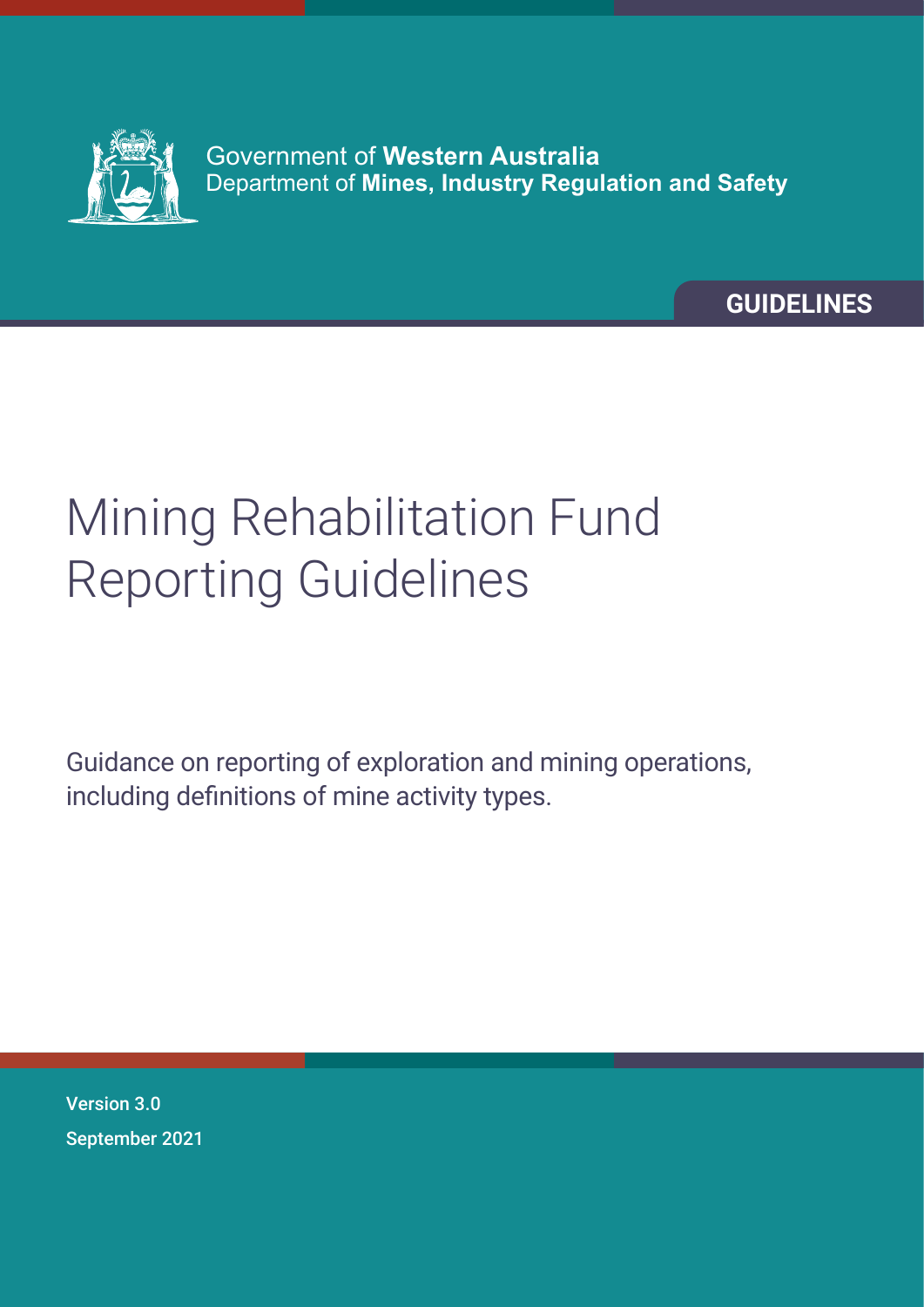Government of **Western Australia**
Department of **Mines, Industry Regulation and Safety**

**GUIDELINES**

# Mining Rehabilitation Fund Reporting Guidelines

Guidance on reporting of exploration and mining operations, including definitions of mine activity types.

Version 3.0

September 2021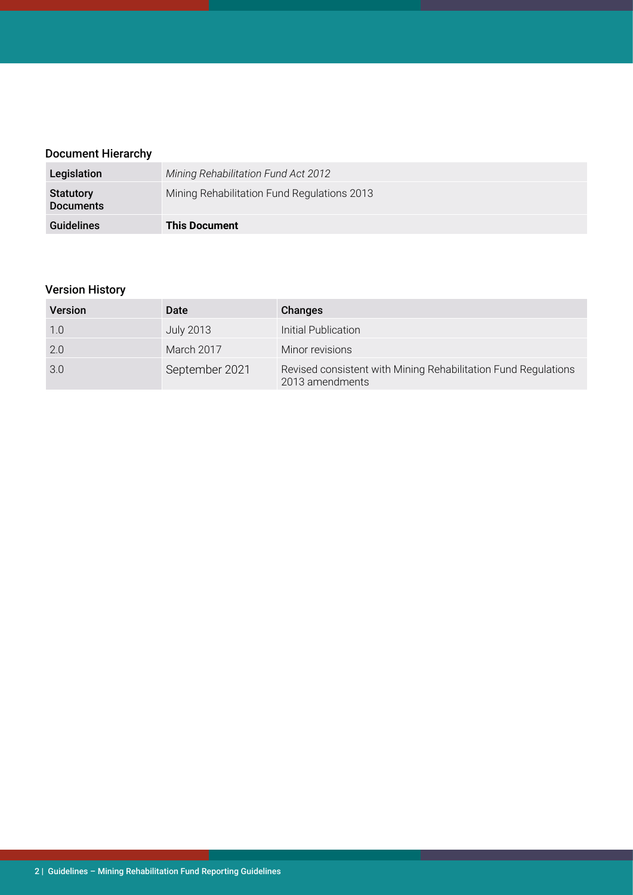### Document Hierarchy

| | |
|---|---|
| **Legislation** | *Mining Rehabilitation Fund Act 2012* |
| **Statutory Documents** | Mining Rehabilitation Fund Regulations 2013 |
| **Guidelines** | **This Document** |

### Version History

| Version | Date | Changes |
|---|---|---|
| 1.0 | July 2013 | Initial Publication |
| 2.0 | March 2017 | Minor revisions |
| 3.0 | September 2021 | Revised consistent with Mining Rehabilitation Fund Regulations 2013 amendments |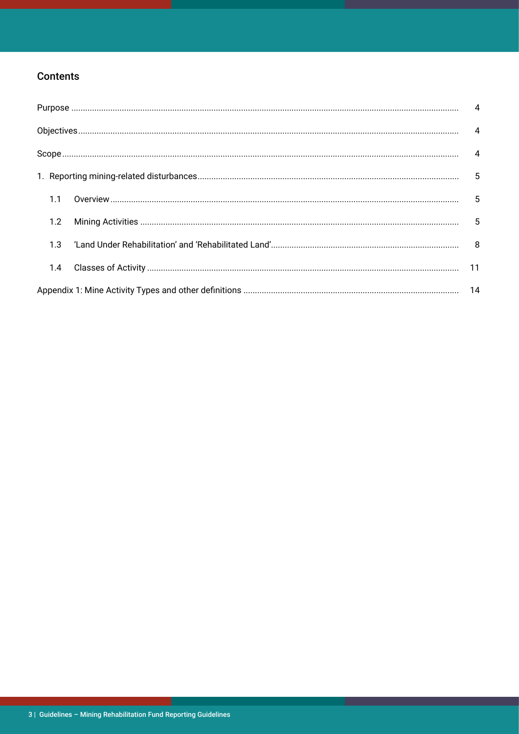## Contents

| | |
|---|---|
| Purpose | 4 |
| Objectives | 4 |
| Scope | 4 |
| 1. Reporting mining-related disturbances | 5 |
| 1.1 Overview | 5 |
| 1.2 Mining Activities | 5 |
| 1.3 'Land Under Rehabilitation' and 'Rehabilitated Land' | 8 |
| 1.4 Classes of Activity | 11 |
| Appendix 1: Mine Activity Types and other definitions | 14 |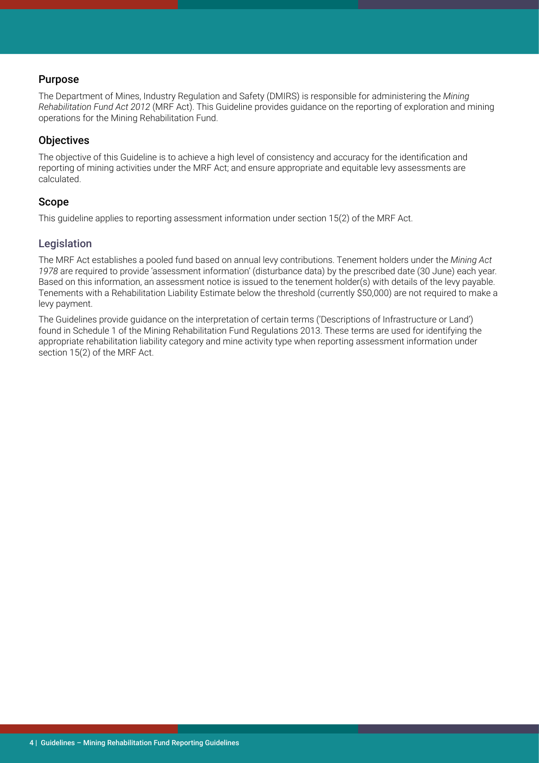## Purpose

The Department of Mines, Industry Regulation and Safety (DMIRS) is responsible for administering the *Mining Rehabilitation Fund Act 2012* (MRF Act). This Guideline provides guidance on the reporting of exploration and mining operations for the Mining Rehabilitation Fund.

## Objectives

The objective of this Guideline is to achieve a high level of consistency and accuracy for the identification and reporting of mining activities under the MRF Act; and ensure appropriate and equitable levy assessments are calculated.

## Scope

This guideline applies to reporting assessment information under section 15(2) of the MRF Act.

## Legislation

The MRF Act establishes a pooled fund based on annual levy contributions. Tenement holders under the *Mining Act 1978* are required to provide 'assessment information' (disturbance data) by the prescribed date (30 June) each year. Based on this information, an assessment notice is issued to the tenement holder(s) with details of the levy payable. Tenements with a Rehabilitation Liability Estimate below the threshold (currently $50,000) are not required to make a levy payment.

The Guidelines provide guidance on the interpretation of certain terms ('Descriptions of Infrastructure or Land') found in Schedule 1 of the Mining Rehabilitation Fund Regulations 2013. These terms are used for identifying the appropriate rehabilitation liability category and mine activity type when reporting assessment information under section 15(2) of the MRF Act.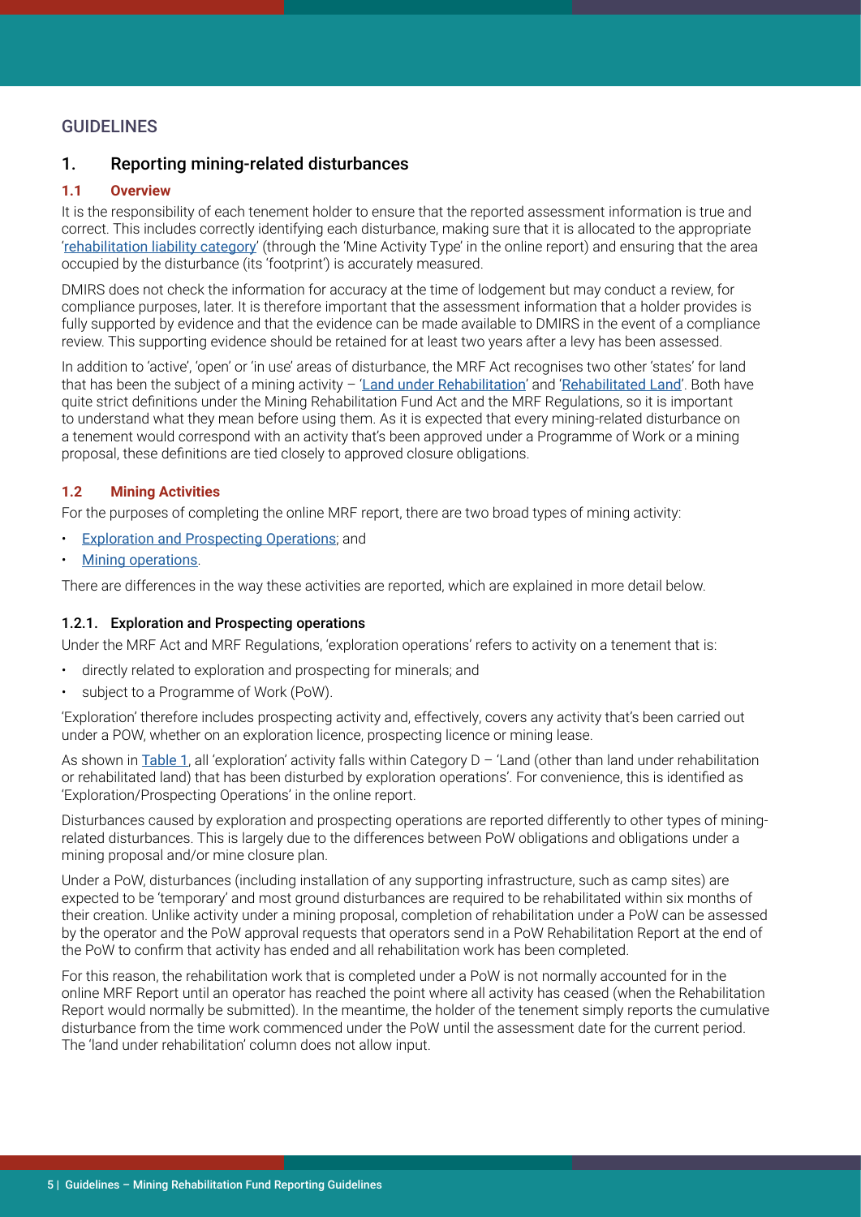## GUIDELINES

## 1. Reporting mining-related disturbances

### 1.1 Overview

It is the responsibility of each tenement holder to ensure that the reported assessment information is true and correct. This includes correctly identifying each disturbance, making sure that it is allocated to the appropriate 'rehabilitation liability category' (through the 'Mine Activity Type' in the online report) and ensuring that the area occupied by the disturbance (its 'footprint') is accurately measured.

DMIRS does not check the information for accuracy at the time of lodgement but may conduct a review, for compliance purposes, later. It is therefore important that the assessment information that a holder provides is fully supported by evidence and that the evidence can be made available to DMIRS in the event of a compliance review. This supporting evidence should be retained for at least two years after a levy has been assessed.

In addition to 'active', 'open' or 'in use' areas of disturbance, the MRF Act recognises two other 'states' for land that has been the subject of a mining activity – 'Land under Rehabilitation' and 'Rehabilitated Land'. Both have quite strict definitions under the Mining Rehabilitation Fund Act and the MRF Regulations, so it is important to understand what they mean before using them. As it is expected that every mining-related disturbance on a tenement would correspond with an activity that's been approved under a Programme of Work or a mining proposal, these definitions are tied closely to approved closure obligations.

### 1.2 Mining Activities

For the purposes of completing the online MRF report, there are two broad types of mining activity:

- Exploration and Prospecting Operations; and
- Mining operations.

There are differences in the way these activities are reported, which are explained in more detail below.

#### 1.2.1. Exploration and Prospecting operations

Under the MRF Act and MRF Regulations, 'exploration operations' refers to activity on a tenement that is:

- directly related to exploration and prospecting for minerals; and
- subject to a Programme of Work (PoW).

'Exploration' therefore includes prospecting activity and, effectively, covers any activity that's been carried out under a POW, whether on an exploration licence, prospecting licence or mining lease.

As shown in Table 1, all 'exploration' activity falls within Category D – 'Land (other than land under rehabilitation or rehabilitated land) that has been disturbed by exploration operations'. For convenience, this is identified as 'Exploration/Prospecting Operations' in the online report.

Disturbances caused by exploration and prospecting operations are reported differently to other types of mining-related disturbances. This is largely due to the differences between PoW obligations and obligations under a mining proposal and/or mine closure plan.

Under a PoW, disturbances (including installation of any supporting infrastructure, such as camp sites) are expected to be 'temporary' and most ground disturbances are required to be rehabilitated within six months of their creation. Unlike activity under a mining proposal, completion of rehabilitation under a PoW can be assessed by the operator and the PoW approval requests that operators send in a PoW Rehabilitation Report at the end of the PoW to confirm that activity has ended and all rehabilitation work has been completed.

For this reason, the rehabilitation work that is completed under a PoW is not normally accounted for in the online MRF Report until an operator has reached the point where all activity has ceased (when the Rehabilitation Report would normally be submitted). In the meantime, the holder of the tenement simply reports the cumulative disturbance from the time work commenced under the PoW until the assessment date for the current period. The 'land under rehabilitation' column does not allow input.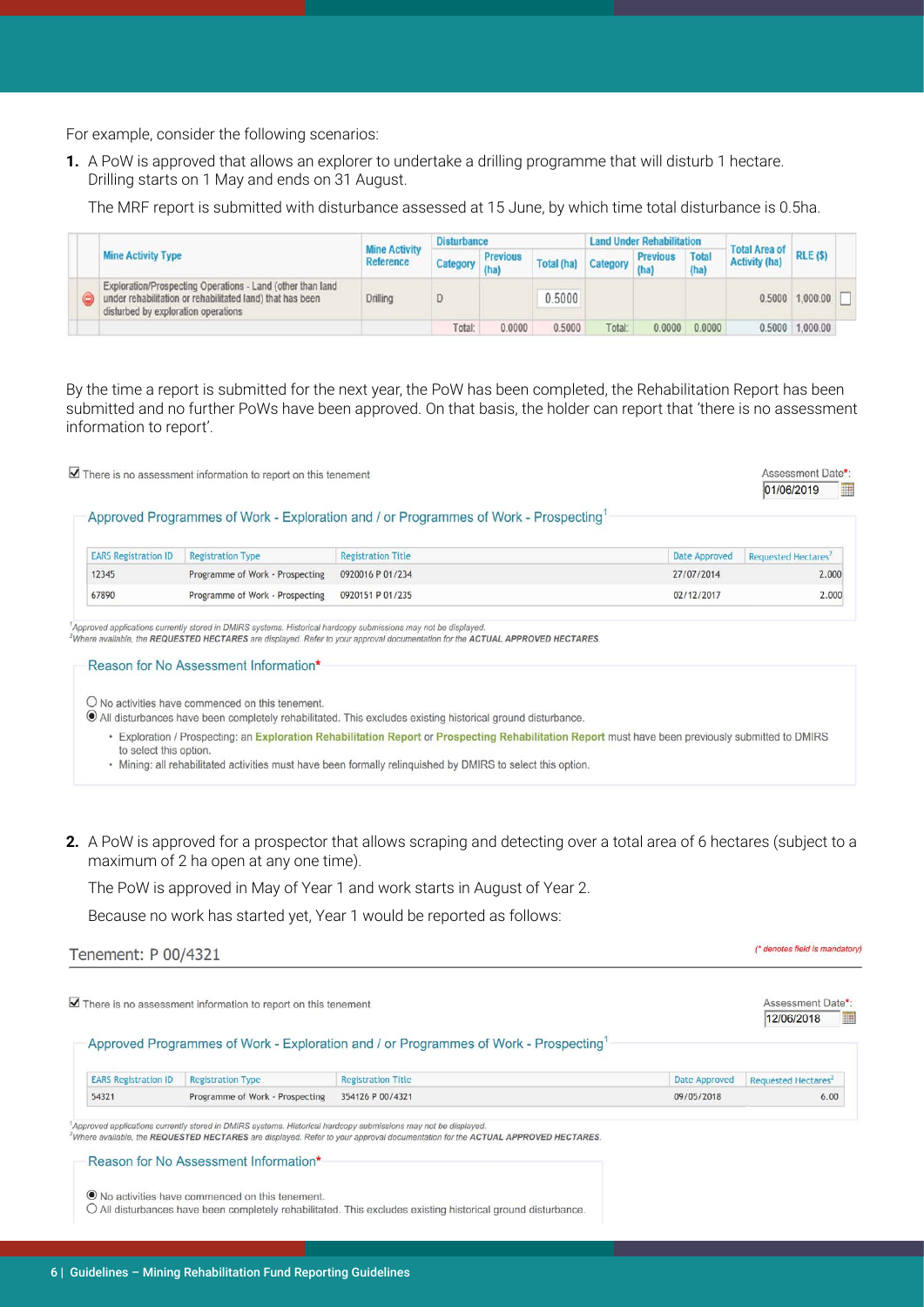For example, consider the following scenarios:

**1.** A PoW is approved that allows an explorer to undertake a drilling programme that will disturb 1 hectare. Drilling starts on 1 May and ends on 31 August.

The MRF report is submitted with disturbance assessed at 15 June, by which time total disturbance is 0.5ha.

| | Mine Activity Type | Mine Activity Reference | Disturbance | | | Land Under Rehabilitation | | | Total Area of Activity (ha) | RLE ($) | |
|---|---|---|---|---|---|---|---|---|---|---|---|
| | | | Category | Previous (ha) | Total (ha) | Category | Previous (ha) | Total (ha) | | | |
| ⊖ | Exploration/Prospecting Operations - Land (other than land under rehabilitation or rehabilitated land) that has been disturbed by exploration operations | Drilling | D | | 0.5000 | | | | 0.5000 | 1,000.00 | ☐ |
| | | | Total: | 0.0000 | 0.5000 | Total: | 0.0000 | 0.0000 | 0.5000 | 1,000.00 | |

By the time a report is submitted for the next year, the PoW has been completed, the Rehabilitation Report has been submitted and no further PoWs have been approved. On that basis, the holder can report that 'there is no assessment information to report'.

☑ There is no assessment information to report on this tenement

Assessment Date*: 01/06/2019

Approved Programmes of Work - Exploration and / or Programmes of Work - Prospecting[1]

| EARS Registration ID | Registration Type | Registration Title | Date Approved | Requested Hectares[2] |
|---|---|---|---|---|
| 12345 | Programme of Work - Prospecting | 0920016 P 01/234 | 27/07/2014 | 2.000 |
| 67890 | Programme of Work - Prospecting | 0920151 P 01/235 | 02/12/2017 | 2.000 |

[1]Approved applications currently stored in DMIRS systems. Historical hardcopy submissions may not be displayed.
[2]Where available, the **REQUESTED HECTARES** are displayed. Refer to your approval documentation for the **ACTUAL APPROVED HECTARES**.

Reason for No Assessment Information*

○ No activities have commenced on this tenement.
◉ All disturbances have been completely rehabilitated. This excludes existing historical ground disturbance.

- Exploration / Prospecting: an **Exploration Rehabilitation Report** or **Prospecting Rehabilitation Report** must have been previously submitted to DMIRS to select this option.
- Mining: all rehabilitated activities must have been formally relinquished by DMIRS to select this option.

**2.** A PoW is approved for a prospector that allows scraping and detecting over a total area of 6 hectares (subject to a maximum of 2 ha open at any one time).

The PoW is approved in May of Year 1 and work starts in August of Year 2.

Because no work has started yet, Year 1 would be reported as follows:

Tenement: P 00/4321

(* denotes field is mandatory)

☑ There is no assessment information to report on this tenement

Assessment Date*: 12/06/2018

Approved Programmes of Work - Exploration and / or Programmes of Work - Prospecting[1]

| EARS Registration ID | Registration Type | Registration Title | Date Approved | Requested Hectares[2] |
|---|---|---|---|---|
| 54321 | Programme of Work - Prospecting | 354126 P 00/4321 | 09/05/2018 | 6.00 |

[1]Approved applications currently stored in DMIRS systems. Historical hardcopy submissions may not be displayed.
[2]Where available, the **REQUESTED HECTARES** are displayed. Refer to your approval documentation for the **ACTUAL APPROVED HECTARES**.

Reason for No Assessment Information*

◉ No activities have commenced on this tenement.
○ All disturbances have been completely rehabilitated. This excludes existing historical ground disturbance.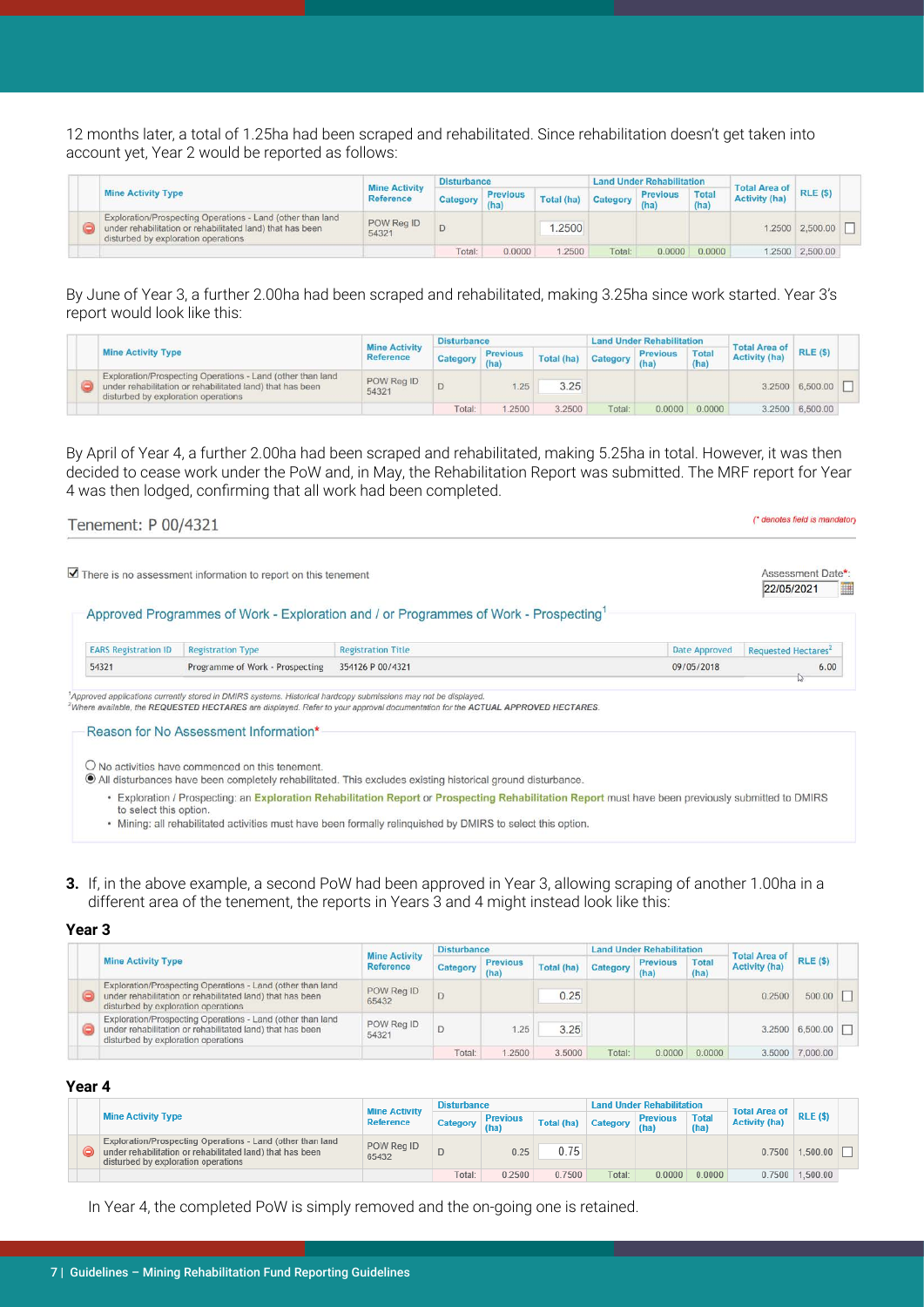12 months later, a total of 1.25ha had been scraped and rehabilitated. Since rehabilitation doesn't get taken into account yet, Year 2 would be reported as follows:

| | Mine Activity Type | Mine Activity Reference | Disturbance | | | Land Under Rehabilitation | | | Total Area of Activity (ha) | RLE ($) | |
|---|---|---|---|---|---|---|---|---|---|---|---|
| | | | Category | Previous (ha) | Total (ha) | Category | Previous (ha) | Total (ha) | | | |
| ⊖ | Exploration/Prospecting Operations - Land (other than land under rehabilitation or rehabilitated land) that has been disturbed by exploration operations | POW Reg ID 54321 | D | | 1.2500 | | | | 1.2500 | 2,500.00 | ☐ |
| | | | Total: | 0.0000 | 1.2500 | Total: | 0.0000 | 0.0000 | 1.2500 | 2,500.00 | |

By June of Year 3, a further 2.00ha had been scraped and rehabilitated, making 3.25ha since work started. Year 3's report would look like this:

| | Mine Activity Type | Mine Activity Reference | Disturbance | | | Land Under Rehabilitation | | | Total Area of Activity (ha) | RLE ($) | |
|---|---|---|---|---|---|---|---|---|---|---|---|
| | | | Category | Previous (ha) | Total (ha) | Category | Previous (ha) | Total (ha) | | | |
| ⊖ | Exploration/Prospecting Operations - Land (other than land under rehabilitation or rehabilitated land) that has been disturbed by exploration operations | POW Reg ID 54321 | D | 1.25 | 3.25 | | | | 3.2500 | 6,500.00 | ☐ |
| | | | Total: | 1.2500 | 3.2500 | Total: | 0.0000 | 0.0000 | 3.2500 | 6,500.00 | |

By April of Year 4, a further 2.00ha had been scraped and rehabilitated, making 5.25ha in total. However, it was then decided to cease work under the PoW and, in May, the Rehabilitation Report was submitted. The MRF report for Year 4 was then lodged, confirming that all work had been completed.

Tenement: P 00/4321

(* denotes field is mandatory)

☑ There is no assessment information to report on this tenement

Assessment Date*: 22/05/2021

Approved Programmes of Work - Exploration and / or Programmes of Work - Prospecting[1]

| EARS Registration ID | Registration Type | Registration Title | Date Approved | Requested Hectares[2] |
|---|---|---|---|---|
| 54321 | Programme of Work - Prospecting | 354126 P 00/4321 | 09/05/2018 | 6.00 |

[1]Approved applications currently stored in DMIRS systems. Historical hardcopy submissions may not be displayed.
[2]Where available, the REQUESTED HECTARES are displayed. Refer to your approval documentation for the ACTUAL APPROVED HECTARES.

Reason for No Assessment Information*

○ No activities have commenced on this tenement.
◉ All disturbances have been completely rehabilitated. This excludes existing historical ground disturbance.

- Exploration / Prospecting: an **Exploration Rehabilitation Report** or **Prospecting Rehabilitation Report** must have been previously submitted to DMIRS to select this option.
- Mining: all rehabilitated activities must have been formally relinquished by DMIRS to select this option.

**3.** If, in the above example, a second PoW had been approved in Year 3, allowing scraping of another 1.00ha in a different area of the tenement, the reports in Years 3 and 4 might instead look like this:

**Year 3**

| | Mine Activity Type | Mine Activity Reference | Disturbance | | | Land Under Rehabilitation | | | Total Area of Activity (ha) | RLE ($) | |
|---|---|---|---|---|---|---|---|---|---|---|---|
| | | | Category | Previous (ha) | Total (ha) | Category | Previous (ha) | Total (ha) | | | |
| ⊖ | Exploration/Prospecting Operations - Land (other than land under rehabilitation or rehabilitated land) that has been disturbed by exploration operations | POW Reg ID 65432 | D | | 0.25 | | | | 0.2500 | 500.00 | ☐ |
| ⊖ | Exploration/Prospecting Operations - Land (other than land under rehabilitation or rehabilitated land) that has been disturbed by exploration operations | POW Reg ID 54321 | D | 1.25 | 3.25 | | | | 3.2500 | 6,500.00 | ☐ |
| | | | Total: | 1.2500 | 3.5000 | Total: | 0.0000 | 0.0000 | 3.5000 | 7,000.00 | |

**Year 4**

| | Mine Activity Type | Mine Activity Reference | Disturbance | | | Land Under Rehabilitation | | | Total Area of Activity (ha) | RLE ($) | |
|---|---|---|---|---|---|---|---|---|---|---|---|
| | | | Category | Previous (ha) | Total (ha) | Category | Previous (ha) | Total (ha) | | | |
| ⊖ | Exploration/Prospecting Operations - Land (other than land under rehabilitation or rehabilitated land) that has been disturbed by exploration operations | POW Reg ID 65432 | D | 0.25 | 0.75 | | | | 0.7500 | 1,500.00 | ☐ |
| | | | Total: | 0.2500 | 0.7500 | Total: | 0.0000 | 0.0000 | 0.7500 | 1,500.00 | |

In Year 4, the completed PoW is simply removed and the on-going one is retained.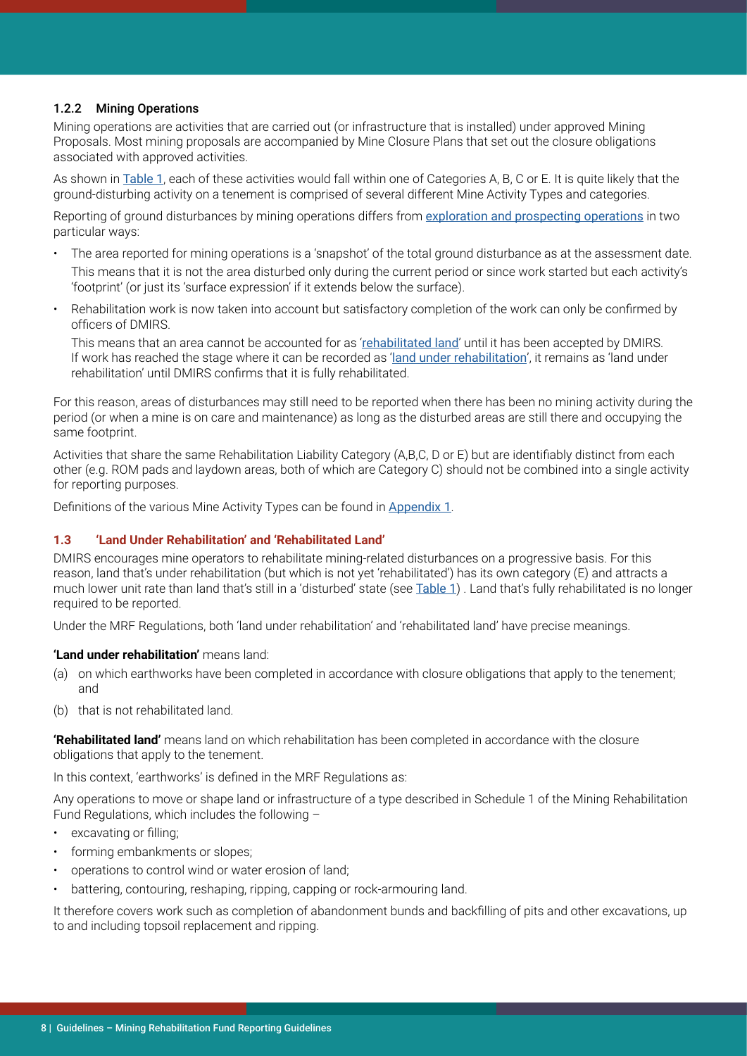### 1.2.2 Mining Operations

Mining operations are activities that are carried out (or infrastructure that is installed) under approved Mining Proposals. Most mining proposals are accompanied by Mine Closure Plans that set out the closure obligations associated with approved activities.

As shown in Table 1, each of these activities would fall within one of Categories A, B, C or E. It is quite likely that the ground-disturbing activity on a tenement is comprised of several different Mine Activity Types and categories.

Reporting of ground disturbances by mining operations differs from exploration and prospecting operations in two particular ways:

- The area reported for mining operations is a 'snapshot' of the total ground disturbance as at the assessment date.

  This means that it is not the area disturbed only during the current period or since work started but each activity's 'footprint' (or just its 'surface expression' if it extends below the surface).

- Rehabilitation work is now taken into account but satisfactory completion of the work can only be confirmed by officers of DMIRS.

  This means that an area cannot be accounted for as 'rehabilitated land' until it has been accepted by DMIRS. If work has reached the stage where it can be recorded as 'land under rehabilitation', it remains as 'land under rehabilitation' until DMIRS confirms that it is fully rehabilitated.

For this reason, areas of disturbances may still need to be reported when there has been no mining activity during the period (or when a mine is on care and maintenance) as long as the disturbed areas are still there and occupying the same footprint.

Activities that share the same Rehabilitation Liability Category (A,B,C, D or E) but are identifiably distinct from each other (e.g. ROM pads and laydown areas, both of which are Category C) should not be combined into a single activity for reporting purposes.

Definitions of the various Mine Activity Types can be found in Appendix 1.

## 1.3 'Land Under Rehabilitation' and 'Rehabilitated Land'

DMIRS encourages mine operators to rehabilitate mining-related disturbances on a progressive basis. For this reason, land that's under rehabilitation (but which is not yet 'rehabilitated') has its own category (E) and attracts a much lower unit rate than land that's still in a 'disturbed' state (see Table 1) . Land that's fully rehabilitated is no longer required to be reported.

Under the MRF Regulations, both 'land under rehabilitation' and 'rehabilitated land' have precise meanings.

**'Land under rehabilitation'** means land:

(a) on which earthworks have been completed in accordance with closure obligations that apply to the tenement; and

(b) that is not rehabilitated land.

**'Rehabilitated land'** means land on which rehabilitation has been completed in accordance with the closure obligations that apply to the tenement.

In this context, 'earthworks' is defined in the MRF Regulations as:

Any operations to move or shape land or infrastructure of a type described in Schedule 1 of the Mining Rehabilitation Fund Regulations, which includes the following –

- excavating or filling;
- forming embankments or slopes;
- operations to control wind or water erosion of land;
- battering, contouring, reshaping, ripping, capping or rock-armouring land.

It therefore covers work such as completion of abandonment bunds and backfilling of pits and other excavations, up to and including topsoil replacement and ripping.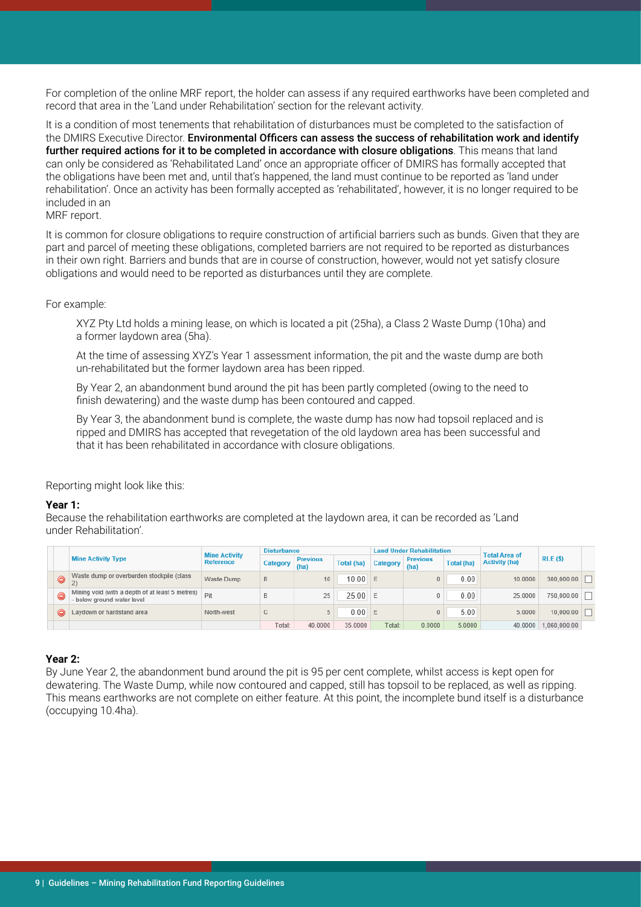For completion of the online MRF report, the holder can assess if any required earthworks have been completed and record that area in the 'Land under Rehabilitation' section for the relevant activity.

It is a condition of most tenements that rehabilitation of disturbances must be completed to the satisfaction of the DMIRS Executive Director. **Environmental Officers can assess the success of rehabilitation work and identify further required actions for it to be completed in accordance with closure obligations**. This means that land can only be considered as 'Rehabilitated Land' once an appropriate officer of DMIRS has formally accepted that the obligations have been met and, until that's happened, the land must continue to be reported as 'land under rehabilitation'. Once an activity has been formally accepted as 'rehabilitated', however, it is no longer required to be included in an MRF report.

It is common for closure obligations to require construction of artificial barriers such as bunds. Given that they are part and parcel of meeting these obligations, completed barriers are not required to be reported as disturbances in their own right. Barriers and bunds that are in course of construction, however, would not yet satisfy closure obligations and would need to be reported as disturbances until they are complete.

For example:

> XYZ Pty Ltd holds a mining lease, on which is located a pit (25ha), a Class 2 Waste Dump (10ha) and a former laydown area (5ha).
>
> At the time of assessing XYZ's Year 1 assessment information, the pit and the waste dump are both un-rehabilitated but the former laydown area has been ripped.
>
> By Year 2, an abandonment bund around the pit has been partly completed (owing to the need to finish dewatering) and the waste dump has been contoured and capped.
>
> By Year 3, the abandonment bund is complete, the waste dump has now had topsoil replaced and is ripped and DMIRS has accepted that revegetation of the old laydown area has been successful and that it has been rehabilitated in accordance with closure obligations.

Reporting might look like this:

**Year 1:**
Because the rehabilitation earthworks are completed at the laydown area, it can be recorded as 'Land under Rehabilitation'.

| Mine Activity Type | Mine Activity Reference | Disturbance | | | Land Under Rehabilitation | | | Total Area of Activity (ha) | RLE ($) |
|---|---|---|---|---|---|---|---|---|---|
| | | Category | Previous (ha) | Total (ha) | Category | Previous (ha) | Total (ha) | | |
| Waste dump or overburden stockpile (class 2) | Waste Dump | B | 10 | 10.00 | E | 0 | 0.00 | 10.0000 | 300,000.00 |
| Mining void (with a depth of at least 5 metres) - below ground water level | Pit | B | 25 | 25.00 | E | 0 | 0.00 | 25.0000 | 750,000.00 |
| Laydown or hardstand area | North-west | C | 5 | 0.00 | E | 0 | 5.00 | 5.0000 | 10,000.00 |
| | | Total: | 40.0000 | 35.0000 | Total: | 0.0000 | 5.0000 | 40.0000 | 1,060,000.00 |

**Year 2:**
By June Year 2, the abandonment bund around the pit is 95 per cent complete, whilst access is kept open for dewatering. The Waste Dump, while now contoured and capped, still has topsoil to be replaced, as well as ripping. This means earthworks are not complete on either feature. At this point, the incomplete bund itself is a disturbance (occupying 10.4ha).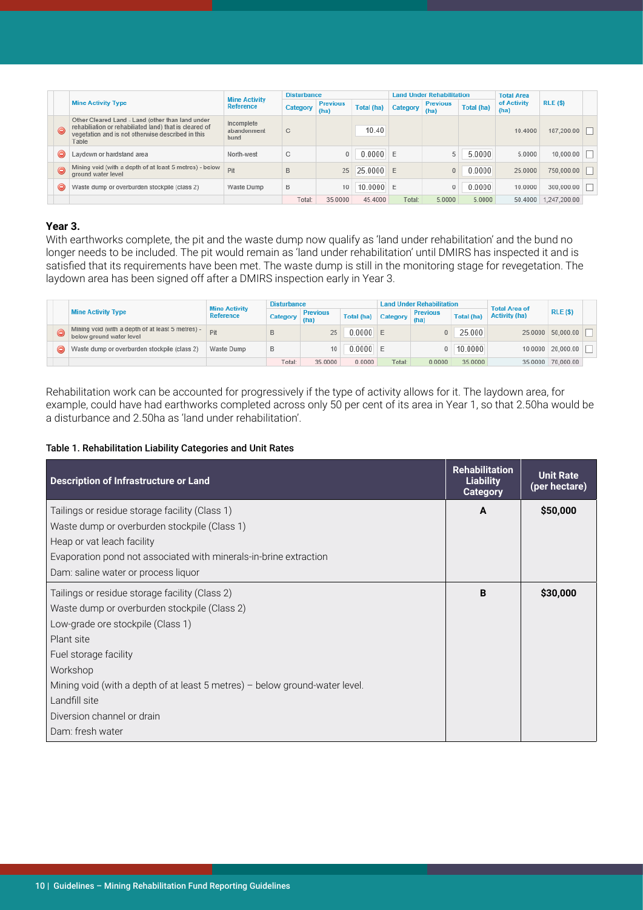| | Mine Activity Type | Mine Activity Reference | Disturbance | | | Land Under Rehabilitation | | | Total Area of Activity (ha) | RLE ($) | |
|---|---|---|---|---|---|---|---|---|---|---|---|
| | | | Category | Previous (ha) | Total (ha) | Category | Previous (ha) | Total (ha) | | | |
| ⊖ | Other Cleared Land - Land (other than land under rehabilitation or rehabilitated land) that is cleared of vegetation and is not otherwise described in this Table | Incomplete abandonment bund | C | | 10.40 | | | | 10.4000 | 167,200.00 | ☐ |
| ⊖ | Laydown or hardstand area | North-west | C | 0 | 0.0000 | E | 5 | 5.0000 | 5.0000 | 10,000.00 | ☐ |
| ⊖ | Mining void (with a depth of at least 5 metres) - below ground water level | Pit | B | 25 | 25.0000 | E | 0 | 0.0000 | 25.0000 | 750,000.00 | ☐ |
| ⊖ | Waste dump or overburden stockpile (class 2) | Waste Dump | B | 10 | 10.0000 | E | 0 | 0.0000 | 10.0000 | 300,000.00 | ☐ |
| | | | Total: | 35.0000 | 45.4000 | Total: | 5.0000 | 5.0000 | 50.4000 | 1,247,200.00 | |

**Year 3.**

With earthworks complete, the pit and the waste dump now qualify as 'land under rehabilitation' and the bund no longer needs to be included. The pit would remain as 'land under rehabilitation' until DMIRS has inspected it and is satisfied that its requirements have been met. The waste dump is still in the monitoring stage for revegetation. The laydown area has been signed off after a DMIRS inspection early in Year 3.

| | Mine Activity Type | Mine Activity Reference | Disturbance | | | Land Under Rehabilitation | | | Total Area of Activity (ha) | RLE ($) | |
|---|---|---|---|---|---|---|---|---|---|---|---|
| | | | Category | Previous (ha) | Total (ha) | Category | Previous (ha) | Total (ha) | | | |
| ⊖ | Mining void (with a depth of at least 5 metres) - below ground water level | Pit | B | 25 | 0.0000 | E | 0 | 25.000 | 25.0000 | 50,000.00 | ☐ |
| ⊖ | Waste dump or overburden stockpile (class 2) | Waste Dump | B | 10 | 0.0000 | E | 0 | 10.0000 | 10.0000 | 20,000.00 | ☐ |
| | | | Total: | 35.0000 | 0.0000 | Total: | 0.0000 | 35.0000 | 35.0000 | 70,000.00 | |

Rehabilitation work can be accounted for progressively if the type of activity allows for it. The laydown area, for example, could have had earthworks completed across only 50 per cent of its area in Year 1, so that 2.50ha would be a disturbance and 2.50ha as 'land under rehabilitation'.

**Table 1. Rehabilitation Liability Categories and Unit Rates**

| Description of Infrastructure or Land | Rehabilitation Liability Category | Unit Rate (per hectare) |
|---|---|---|
| Tailings or residue storage facility (Class 1)<br>Waste dump or overburden stockpile (Class 1)<br>Heap or vat leach facility<br>Evaporation pond not associated with minerals-in-brine extraction<br>Dam: saline water or process liquor | **A** | **$50,000** |
| Tailings or residue storage facility (Class 2)<br>Waste dump or overburden stockpile (Class 2)<br>Low-grade ore stockpile (Class 1)<br>Plant site<br>Fuel storage facility<br>Workshop<br>Mining void (with a depth of at least 5 metres) – below ground-water level.<br>Landfill site<br>Diversion channel or drain<br>Dam: fresh water | **B** | **$30,000** |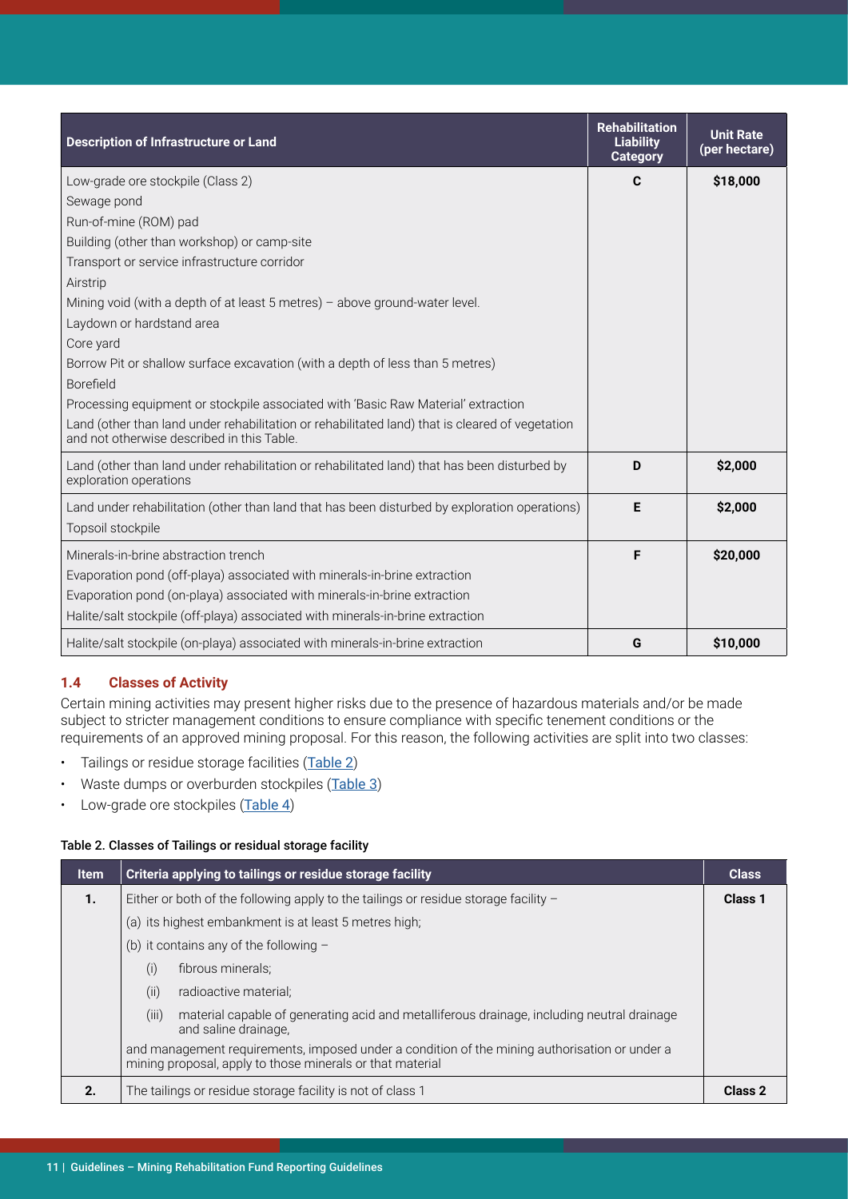| Description of Infrastructure or Land | Rehabilitation Liability Category | Unit Rate (per hectare) |
|---|---|---|
| Low-grade ore stockpile (Class 2)<br>Sewage pond<br>Run-of-mine (ROM) pad<br>Building (other than workshop) or camp-site<br>Transport or service infrastructure corridor<br>Airstrip<br>Mining void (with a depth of at least 5 metres) – above ground-water level.<br>Laydown or hardstand area<br>Core yard<br>Borrow Pit or shallow surface excavation (with a depth of less than 5 metres)<br>Borefield<br>Processing equipment or stockpile associated with 'Basic Raw Material' extraction<br>Land (other than land under rehabilitation or rehabilitated land) that is cleared of vegetation and not otherwise described in this Table. | **C** | **$18,000** |
| Land (other than land under rehabilitation or rehabilitated land) that has been disturbed by exploration operations | **D** | **$2,000** |
| Land under rehabilitation (other than land that has been disturbed by exploration operations)<br>Topsoil stockpile | **E** | **$2,000** |
| Minerals-in-brine abstraction trench<br>Evaporation pond (off-playa) associated with minerals-in-brine extraction<br>Evaporation pond (on-playa) associated with minerals-in-brine extraction<br>Halite/salt stockpile (off-playa) associated with minerals-in-brine extraction | **F** | **$20,000** |
| Halite/salt stockpile (on-playa) associated with minerals-in-brine extraction | **G** | **$10,000** |

### 1.4 Classes of Activity

Certain mining activities may present higher risks due to the presence of hazardous materials and/or be made subject to stricter management conditions to ensure compliance with specific tenement conditions or the requirements of an approved mining proposal. For this reason, the following activities are split into two classes:

- Tailings or residue storage facilities (Table 2)
- Waste dumps or overburden stockpiles (Table 3)
- Low-grade ore stockpiles (Table 4)

**Table 2. Classes of Tailings or residual storage facility**

| Item | Criteria applying to tailings or residue storage facility | Class |
|---|---|---|
| **1.** | Either or both of the following apply to the tailings or residue storage facility –<br>(a) its highest embankment is at least 5 metres high;<br>(b) it contains any of the following –<br>(i) fibrous minerals;<br>(ii) radioactive material;<br>(iii) material capable of generating acid and metalliferous drainage, including neutral drainage and saline drainage,<br>and management requirements, imposed under a condition of the mining authorisation or under a mining proposal, apply to those minerals or that material | **Class 1** |
| **2.** | The tailings or residue storage facility is not of class 1 | **Class 2** |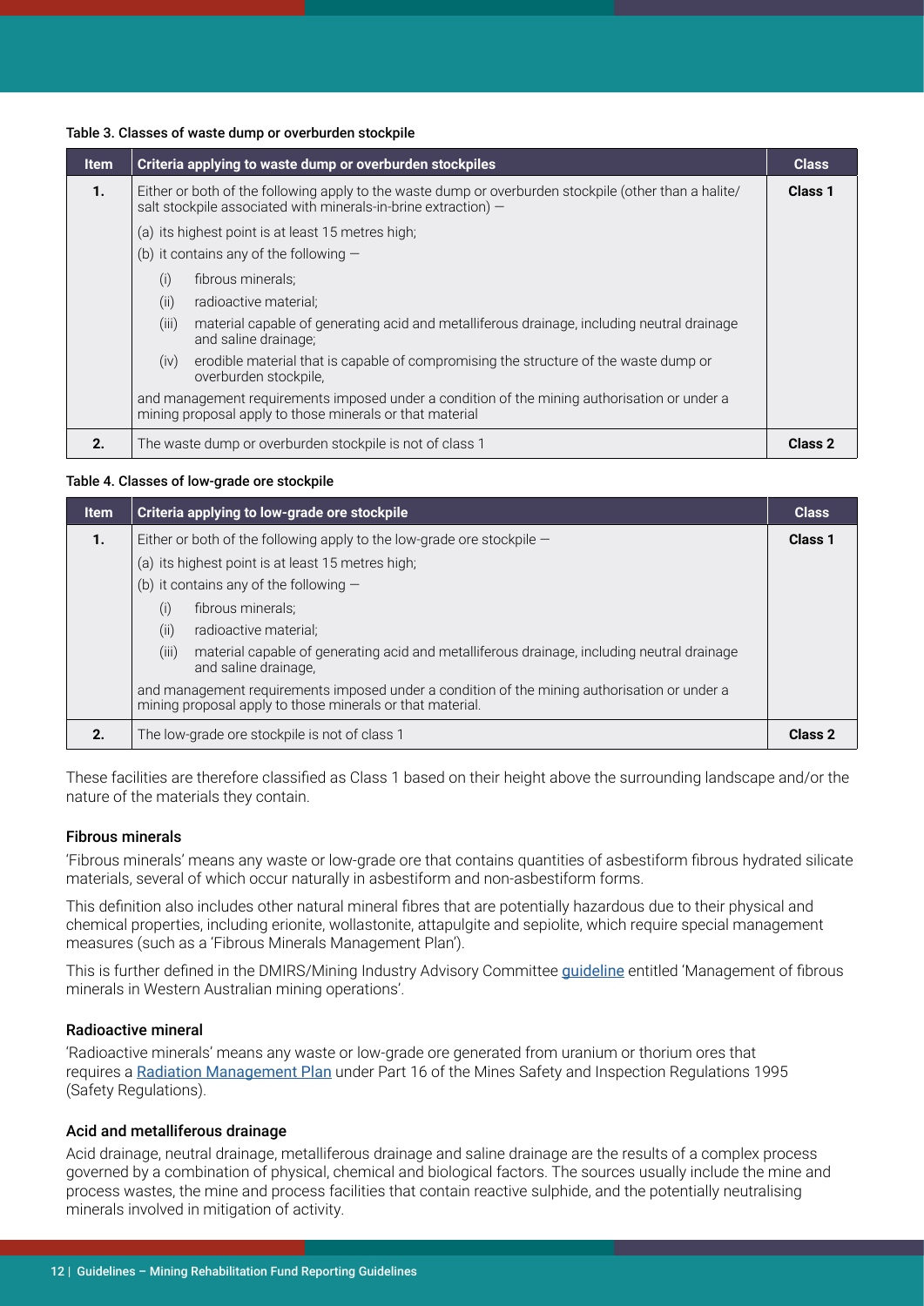**Table 3. Classes of waste dump or overburden stockpile**

| Item | Criteria applying to waste dump or overburden stockpiles | Class |
|---|---|---|
| **1.** | Either or both of the following apply to the waste dump or overburden stockpile (other than a halite/ salt stockpile associated with minerals-in-brine extraction) —<br>(a) its highest point is at least 15 metres high;<br>(b) it contains any of the following —<br>(i) fibrous minerals;<br>(ii) radioactive material;<br>(iii) material capable of generating acid and metalliferous drainage, including neutral drainage and saline drainage;<br>(iv) erodible material that is capable of compromising the structure of the waste dump or overburden stockpile,<br>and management requirements imposed under a condition of the mining authorisation or under a mining proposal apply to those minerals or that material | **Class 1** |
| **2.** | The waste dump or overburden stockpile is not of class 1 | **Class 2** |

**Table 4. Classes of low-grade ore stockpile**

| Item | Criteria applying to low-grade ore stockpile | Class |
|---|---|---|
| **1.** | Either or both of the following apply to the low-grade ore stockpile —<br>(a) its highest point is at least 15 metres high;<br>(b) it contains any of the following —<br>(i) fibrous minerals;<br>(ii) radioactive material;<br>(iii) material capable of generating acid and metalliferous drainage, including neutral drainage and saline drainage,<br>and management requirements imposed under a condition of the mining authorisation or under a mining proposal apply to those minerals or that material. | **Class 1** |
| **2.** | The low-grade ore stockpile is not of class 1 | **Class 2** |

These facilities are therefore classified as Class 1 based on their height above the surrounding landscape and/or the nature of the materials they contain.

### Fibrous minerals

'Fibrous minerals' means any waste or low-grade ore that contains quantities of asbestiform fibrous hydrated silicate materials, several of which occur naturally in asbestiform and non-asbestiform forms.

This definition also includes other natural mineral fibres that are potentially hazardous due to their physical and chemical properties, including erionite, wollastonite, attapulgite and sepiolite, which require special management measures (such as a 'Fibrous Minerals Management Plan').

This is further defined in the DMIRS/Mining Industry Advisory Committee guideline entitled 'Management of fibrous minerals in Western Australian mining operations'.

### Radioactive mineral

'Radioactive minerals' means any waste or low-grade ore generated from uranium or thorium ores that requires a Radiation Management Plan under Part 16 of the Mines Safety and Inspection Regulations 1995 (Safety Regulations).

### Acid and metalliferous drainage

Acid drainage, neutral drainage, metalliferous drainage and saline drainage are the results of a complex process governed by a combination of physical, chemical and biological factors. The sources usually include the mine and process wastes, the mine and process facilities that contain reactive sulphide, and the potentially neutralising minerals involved in mitigation of activity.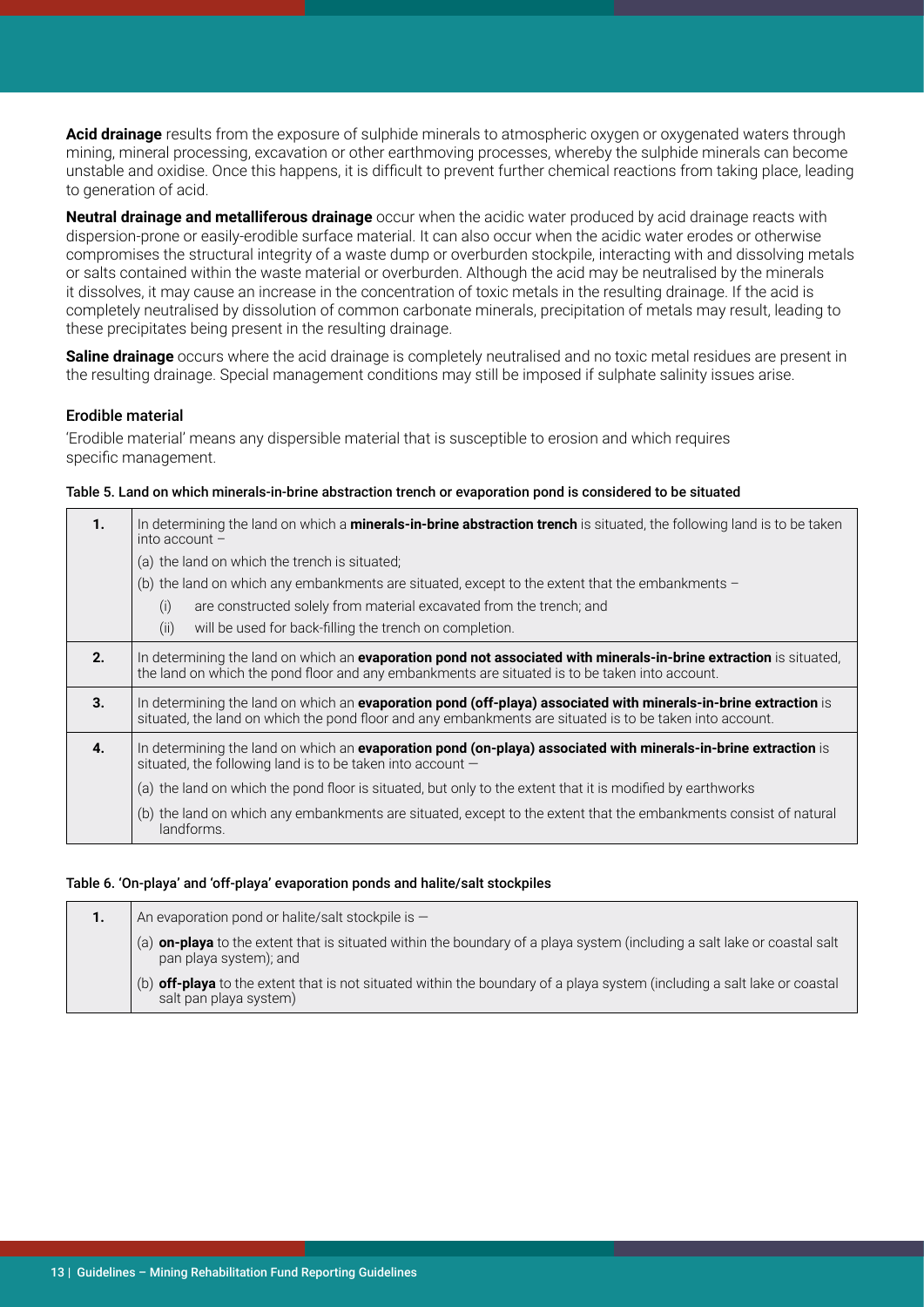**Acid drainage** results from the exposure of sulphide minerals to atmospheric oxygen or oxygenated waters through mining, mineral processing, excavation or other earthmoving processes, whereby the sulphide minerals can become unstable and oxidise. Once this happens, it is difficult to prevent further chemical reactions from taking place, leading to generation of acid.

**Neutral drainage and metalliferous drainage** occur when the acidic water produced by acid drainage reacts with dispersion-prone or easily-erodible surface material. It can also occur when the acidic water erodes or otherwise compromises the structural integrity of a waste dump or overburden stockpile, interacting with and dissolving metals or salts contained within the waste material or overburden. Although the acid may be neutralised by the minerals it dissolves, it may cause an increase in the concentration of toxic metals in the resulting drainage. If the acid is completely neutralised by dissolution of common carbonate minerals, precipitation of metals may result, leading to these precipitates being present in the resulting drainage.

**Saline drainage** occurs where the acid drainage is completely neutralised and no toxic metal residues are present in the resulting drainage. Special management conditions may still be imposed if sulphate salinity issues arise.

### Erodible material

'Erodible material' means any dispersible material that is susceptible to erosion and which requires specific management.

**Table 5. Land on which minerals-in-brine abstraction trench or evaporation pond is considered to be situated**

| | |
|---|---|
| **1.** | In determining the land on which a **minerals-in-brine abstraction trench** is situated, the following land is to be taken into account – <br>(a) the land on which the trench is situated; <br>(b) the land on which any embankments are situated, except to the extent that the embankments – <br>(i) are constructed solely from material excavated from the trench; and <br>(ii) will be used for back-filling the trench on completion. |
| **2.** | In determining the land on which an **evaporation pond not associated with minerals-in-brine extraction** is situated, the land on which the pond floor and any embankments are situated is to be taken into account. |
| **3.** | In determining the land on which an **evaporation pond (off-playa) associated with minerals-in-brine extraction** is situated, the land on which the pond floor and any embankments are situated is to be taken into account. |
| **4.** | In determining the land on which an **evaporation pond (on-playa) associated with minerals-in-brine extraction** is situated, the following land is to be taken into account — <br>(a) the land on which the pond floor is situated, but only to the extent that it is modified by earthworks <br>(b) the land on which any embankments are situated, except to the extent that the embankments consist of natural landforms. |

**Table 6. 'On-playa' and 'off-playa' evaporation ponds and halite/salt stockpiles**

| | |
|---|---|
| **1.** | An evaporation pond or halite/salt stockpile is — <br>(a) **on-playa** to the extent that is situated within the boundary of a playa system (including a salt lake or coastal salt pan playa system); and <br>(b) **off-playa** to the extent that is not situated within the boundary of a playa system (including a salt lake or coastal salt pan playa system) |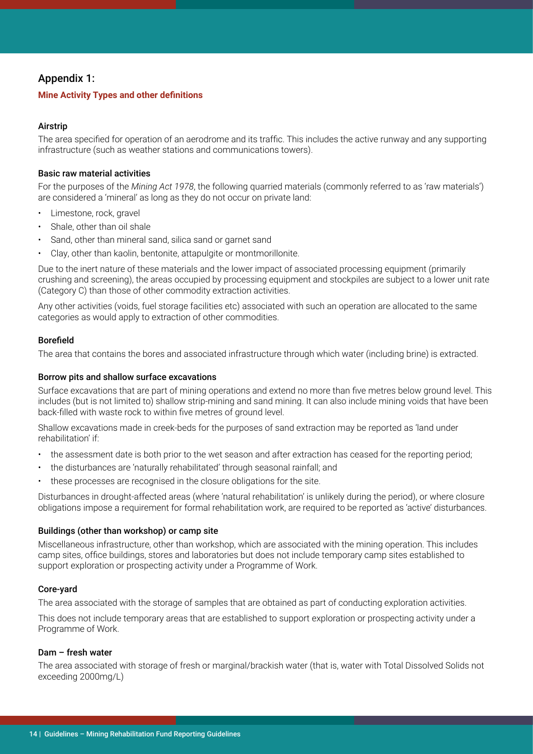## Appendix 1:

### Mine Activity Types and other definitions

#### Airstrip

The area specified for operation of an aerodrome and its traffic. This includes the active runway and any supporting infrastructure (such as weather stations and communications towers).

#### Basic raw material activities

For the purposes of the *Mining Act 1978*, the following quarried materials (commonly referred to as 'raw materials') are considered a 'mineral' as long as they do not occur on private land:

- Limestone, rock, gravel
- Shale, other than oil shale
- Sand, other than mineral sand, silica sand or garnet sand
- Clay, other than kaolin, bentonite, attapulgite or montmorillonite.

Due to the inert nature of these materials and the lower impact of associated processing equipment (primarily crushing and screening), the areas occupied by processing equipment and stockpiles are subject to a lower unit rate (Category C) than those of other commodity extraction activities.

Any other activities (voids, fuel storage facilities etc) associated with such an operation are allocated to the same categories as would apply to extraction of other commodities.

#### Borefield

The area that contains the bores and associated infrastructure through which water (including brine) is extracted.

#### Borrow pits and shallow surface excavations

Surface excavations that are part of mining operations and extend no more than five metres below ground level. This includes (but is not limited to) shallow strip-mining and sand mining. It can also include mining voids that have been back-filled with waste rock to within five metres of ground level.

Shallow excavations made in creek-beds for the purposes of sand extraction may be reported as 'land under rehabilitation' if:

- the assessment date is both prior to the wet season and after extraction has ceased for the reporting period;
- the disturbances are 'naturally rehabilitated' through seasonal rainfall; and
- these processes are recognised in the closure obligations for the site.

Disturbances in drought-affected areas (where 'natural rehabilitation' is unlikely during the period), or where closure obligations impose a requirement for formal rehabilitation work, are required to be reported as 'active' disturbances.

#### Buildings (other than workshop) or camp site

Miscellaneous infrastructure, other than workshop, which are associated with the mining operation. This includes camp sites, office buildings, stores and laboratories but does not include temporary camp sites established to support exploration or prospecting activity under a Programme of Work.

#### Core-yard

The area associated with the storage of samples that are obtained as part of conducting exploration activities.

This does not include temporary areas that are established to support exploration or prospecting activity under a Programme of Work.

#### Dam – fresh water

The area associated with storage of fresh or marginal/brackish water (that is, water with Total Dissolved Solids not exceeding 2000mg/L)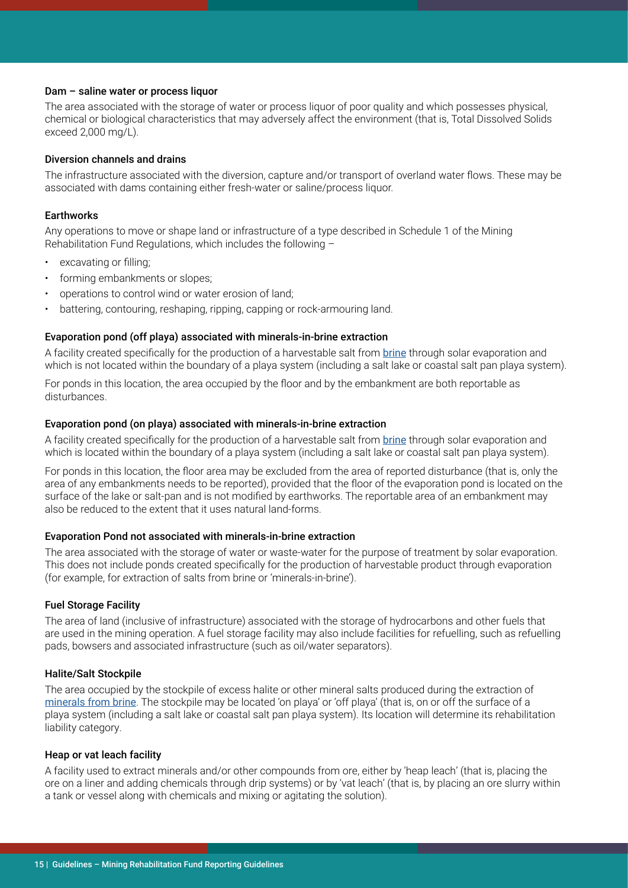#### Dam – saline water or process liquor

The area associated with the storage of water or process liquor of poor quality and which possesses physical, chemical or biological characteristics that may adversely affect the environment (that is, Total Dissolved Solids exceed 2,000 mg/L).

#### Diversion channels and drains

The infrastructure associated with the diversion, capture and/or transport of overland water flows. These may be associated with dams containing either fresh-water or saline/process liquor.

#### Earthworks

Any operations to move or shape land or infrastructure of a type described in Schedule 1 of the Mining Rehabilitation Fund Regulations, which includes the following –

- excavating or filling;
- forming embankments or slopes;
- operations to control wind or water erosion of land;
- battering, contouring, reshaping, ripping, capping or rock-armouring land.

#### Evaporation pond (off playa) associated with minerals-in-brine extraction

A facility created specifically for the production of a harvestable salt from brine through solar evaporation and which is not located within the boundary of a playa system (including a salt lake or coastal salt pan playa system).

For ponds in this location, the area occupied by the floor and by the embankment are both reportable as disturbances.

#### Evaporation pond (on playa) associated with minerals-in-brine extraction

A facility created specifically for the production of a harvestable salt from brine through solar evaporation and which is located within the boundary of a playa system (including a salt lake or coastal salt pan playa system).

For ponds in this location, the floor area may be excluded from the area of reported disturbance (that is, only the area of any embankments needs to be reported), provided that the floor of the evaporation pond is located on the surface of the lake or salt-pan and is not modified by earthworks. The reportable area of an embankment may also be reduced to the extent that it uses natural land-forms.

#### Evaporation Pond not associated with minerals-in-brine extraction

The area associated with the storage of water or waste-water for the purpose of treatment by solar evaporation. This does not include ponds created specifically for the production of harvestable product through evaporation (for example, for extraction of salts from brine or 'minerals-in-brine').

#### Fuel Storage Facility

The area of land (inclusive of infrastructure) associated with the storage of hydrocarbons and other fuels that are used in the mining operation. A fuel storage facility may also include facilities for refuelling, such as refuelling pads, bowsers and associated infrastructure (such as oil/water separators).

#### Halite/Salt Stockpile

The area occupied by the stockpile of excess halite or other mineral salts produced during the extraction of minerals from brine. The stockpile may be located 'on playa' or 'off playa' (that is, on or off the surface of a playa system (including a salt lake or coastal salt pan playa system). Its location will determine its rehabilitation liability category.

#### Heap or vat leach facility

A facility used to extract minerals and/or other compounds from ore, either by 'heap leach' (that is, placing the ore on a liner and adding chemicals through drip systems) or by 'vat leach' (that is, by placing an ore slurry within a tank or vessel along with chemicals and mixing or agitating the solution).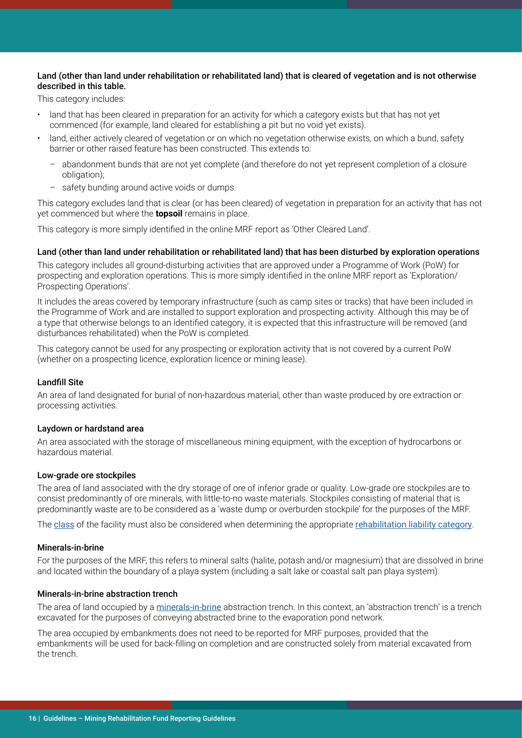#### Land (other than land under rehabilitation or rehabilitated land) that is cleared of vegetation and is not otherwise described in this table.

This category includes:

- land that has been cleared in preparation for an activity for which a category exists but that has not yet commenced (for example, land cleared for establishing a pit but no void yet exists).
- land, either actively cleared of vegetation or on which no vegetation otherwise exists, on which a bund, safety barrier or other raised feature has been constructed. This extends to:
  - abandonment bunds that are not yet complete (and therefore do not yet represent completion of a closure obligation);
  - safety bunding around active voids or dumps.

This category excludes land that is clear (or has been cleared) of vegetation in preparation for an activity that has not yet commenced but where the **topsoil** remains in place.

This category is more simply identified in the online MRF report as 'Other Cleared Land'.

#### Land (other than land under rehabilitation or rehabilitated land) that has been disturbed by exploration operations

This category includes all ground-disturbing activities that are approved under a Programme of Work (PoW) for prospecting and exploration operations. This is more simply identified in the online MRF report as 'Exploration/ Prospecting Operations'.

It includes the areas covered by temporary infrastructure (such as camp sites or tracks) that have been included in the Programme of Work and are installed to support exploration and prospecting activity. Although this may be of a type that otherwise belongs to an identified category, it is expected that this infrastructure will be removed (and disturbances rehabilitated) when the PoW is completed.

This category cannot be used for any prospecting or exploration activity that is not covered by a current PoW (whether on a prospecting licence, exploration licence or mining lease).

#### Landfill Site

An area of land designated for burial of non-hazardous material, other than waste produced by ore extraction or processing activities.

#### Laydown or hardstand area

An area associated with the storage of miscellaneous mining equipment, with the exception of hydrocarbons or hazardous material.

#### Low-grade ore stockpiles

The area of land associated with the dry storage of ore of inferior grade or quality. Low-grade ore stockpiles are to consist predominantly of ore minerals, with little-to-no waste materials. Stockpiles consisting of material that is predominantly waste are to be considered as a 'waste dump or overburden stockpile' for the purposes of the MRF.

The class of the facility must also be considered when determining the appropriate rehabilitation liability category.

#### Minerals-in-brine

For the purposes of the MRF, this refers to mineral salts (halite, potash and/or magnesium) that are dissolved in brine and located within the boundary of a playa system (including a salt lake or coastal salt pan playa system).

#### Minerals-in-brine abstraction trench

The area of land occupied by a minerals-in-brine abstraction trench. In this context, an 'abstraction trench' is a trench excavated for the purposes of conveying abstracted brine to the evaporation pond network.

The area occupied by embankments does not need to be reported for MRF purposes, provided that the embankments will be used for back-filling on completion and are constructed solely from material excavated from the trench.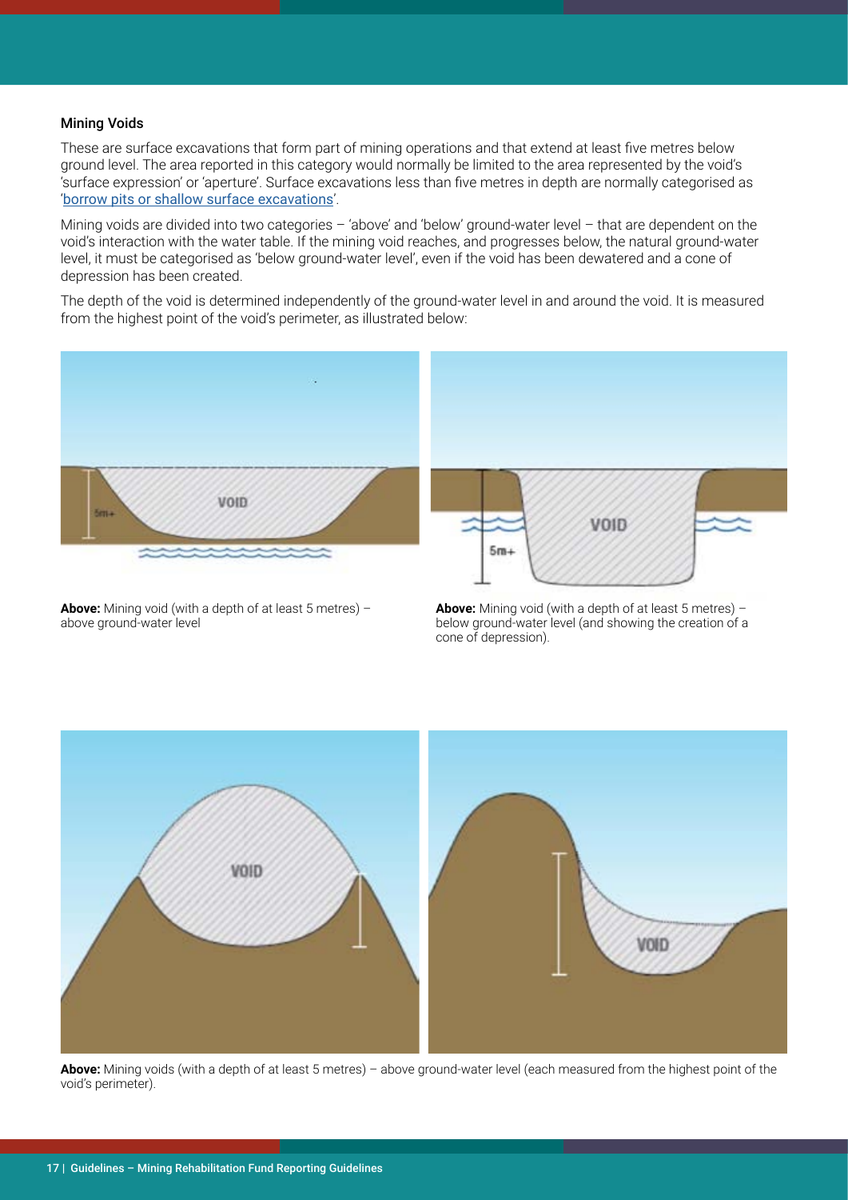### Mining Voids

These are surface excavations that form part of mining operations and that extend at least five metres below ground level. The area reported in this category would normally be limited to the area represented by the void's 'surface expression' or 'aperture'. Surface excavations less than five metres in depth are normally categorised as 'borrow pits or shallow surface excavations'.

Mining voids are divided into two categories – 'above' and 'below' ground-water level – that are dependent on the void's interaction with the water table. If the mining void reaches, and progresses below, the natural ground-water level, it must be categorised as 'below ground-water level', even if the void has been dewatered and a cone of depression has been created.

The depth of the void is determined independently of the ground-water level in and around the void. It is measured from the highest point of the void's perimeter, as illustrated below:

**Above:** Mining void (with a depth of at least 5 metres) – above ground-water level

**Above:** Mining void (with a depth of at least 5 metres) – below ground-water level (and showing the creation of a cone of depression).

**Above:** Mining voids (with a depth of at least 5 metres) – above ground-water level (each measured from the highest point of the void's perimeter).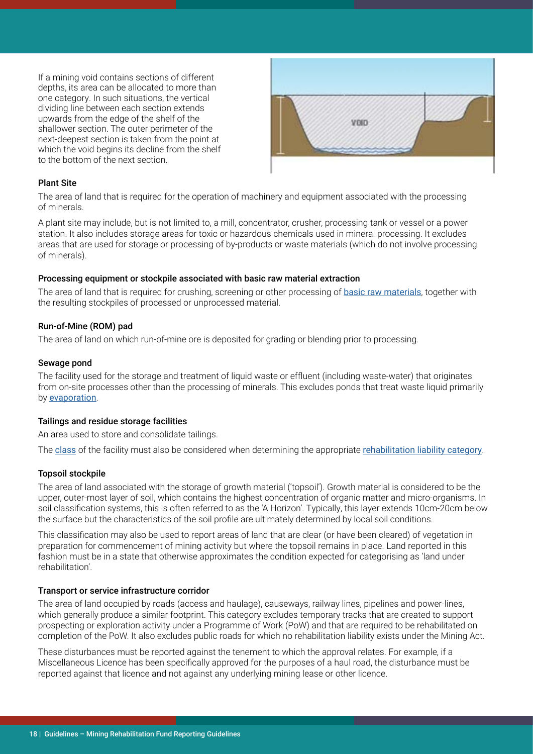If a mining void contains sections of different depths, its area can be allocated to more than one category. In such situations, the vertical dividing line between each section extends upwards from the edge of the shelf of the shallower section. The outer perimeter of the next-deepest section is taken from the point at which the void begins its decline from the shelf to the bottom of the next section.

#### Plant Site

The area of land that is required for the operation of machinery and equipment associated with the processing of minerals.

A plant site may include, but is not limited to, a mill, concentrator, crusher, processing tank or vessel or a power station. It also includes storage areas for toxic or hazardous chemicals used in mineral processing. It excludes areas that are used for storage or processing of by-products or waste materials (which do not involve processing of minerals).

#### Processing equipment or stockpile associated with basic raw material extraction

The area of land that is required for crushing, screening or other processing of basic raw materials, together with the resulting stockpiles of processed or unprocessed material.

#### Run-of-Mine (ROM) pad

The area of land on which run-of-mine ore is deposited for grading or blending prior to processing.

#### Sewage pond

The facility used for the storage and treatment of liquid waste or effluent (including waste-water) that originates from on-site processes other than the processing of minerals. This excludes ponds that treat waste liquid primarily by evaporation.

#### Tailings and residue storage facilities

An area used to store and consolidate tailings.

The class of the facility must also be considered when determining the appropriate rehabilitation liability category.

#### Topsoil stockpile

The area of land associated with the storage of growth material ('topsoil'). Growth material is considered to be the upper, outer-most layer of soil, which contains the highest concentration of organic matter and micro-organisms. In soil classification systems, this is often referred to as the 'A Horizon'. Typically, this layer extends 10cm-20cm below the surface but the characteristics of the soil profile are ultimately determined by local soil conditions.

This classification may also be used to report areas of land that are clear (or have been cleared) of vegetation in preparation for commencement of mining activity but where the topsoil remains in place. Land reported in this fashion must be in a state that otherwise approximates the condition expected for categorising as 'land under rehabilitation'.

#### Transport or service infrastructure corridor

The area of land occupied by roads (access and haulage), causeways, railway lines, pipelines and power-lines, which generally produce a similar footprint. This category excludes temporary tracks that are created to support prospecting or exploration activity under a Programme of Work (PoW) and that are required to be rehabilitated on completion of the PoW. It also excludes public roads for which no rehabilitation liability exists under the Mining Act.

These disturbances must be reported against the tenement to which the approval relates. For example, if a Miscellaneous Licence has been specifically approved for the purposes of a haul road, the disturbance must be reported against that licence and not against any underlying mining lease or other licence.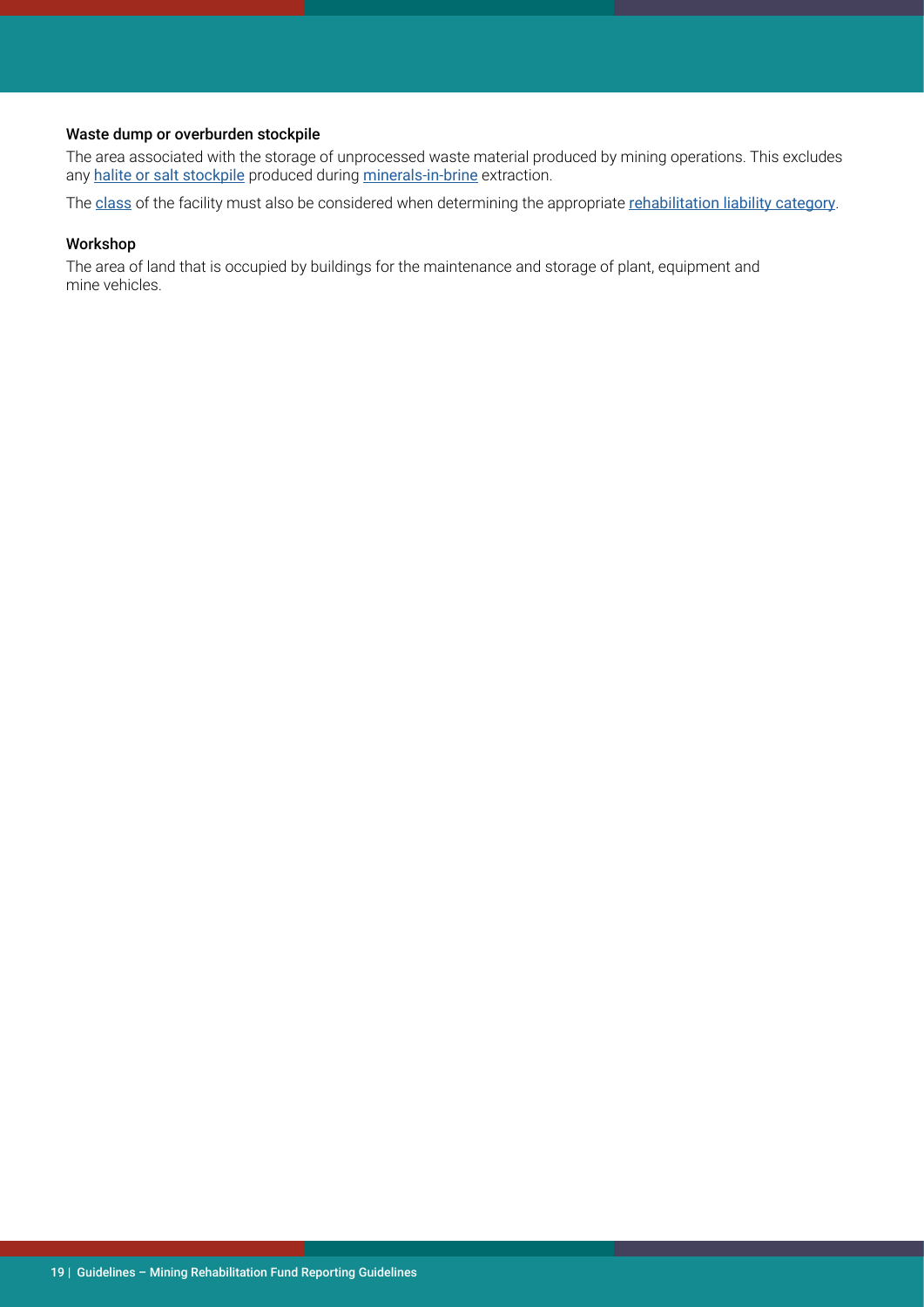#### Waste dump or overburden stockpile

The area associated with the storage of unprocessed waste material produced by mining operations. This excludes any halite or salt stockpile produced during minerals-in-brine extraction.

The class of the facility must also be considered when determining the appropriate rehabilitation liability category.

#### Workshop

The area of land that is occupied by buildings for the maintenance and storage of plant, equipment and mine vehicles.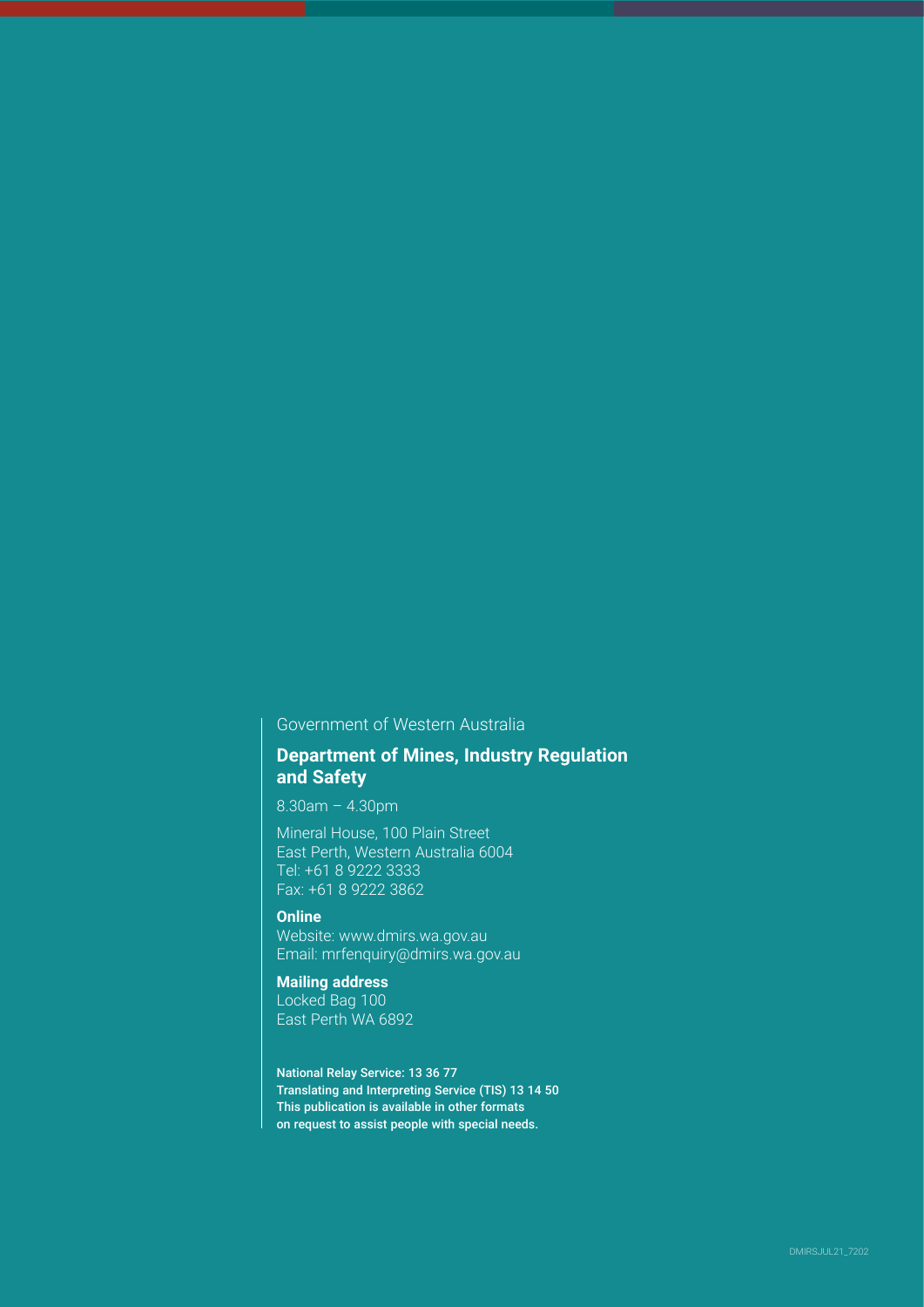Government of Western Australia

**Department of Mines, Industry Regulation and Safety**

8.30am – 4.30pm

Mineral House, 100 Plain Street
East Perth, Western Australia 6004
Tel: +61 8 9222 3333
Fax: +61 8 9222 3862

**Online**
Website: www.dmirs.wa.gov.au
Email: mrfenquiry@dmirs.wa.gov.au

**Mailing address**
Locked Bag 100
East Perth WA 6892

**National Relay Service: 13 36 77**
**Translating and Interpreting Service (TIS) 13 14 50**
**This publication is available in other formats on request to assist people with special needs.**

DMIRSJUL21_7202